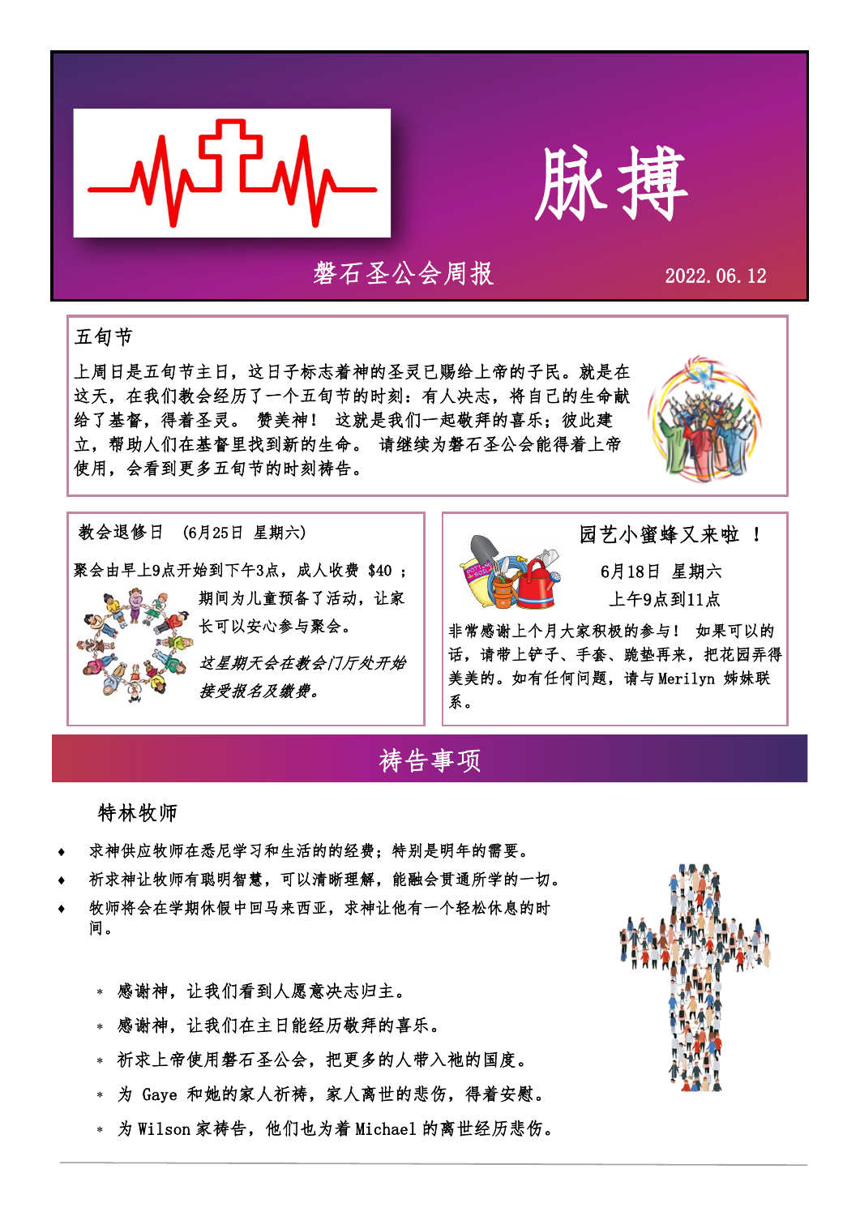# 脉搏

磐石圣公会周报

2022.06.12

## 五旬节

上周日是五旬节主日，这日子标志着神的圣灵已赐给上帝的子民。就是在这天，在我们教会经历了一个五旬节的时刻：有人决志，将自己的生命献给了基督，得着圣灵。 赞美神！ 这就是我们一起敬拜的喜乐；彼此建立，帮助人们在基督里找到新的生命。 请继续为磐石圣公会能得着上帝使用，会看到更多五旬节的时刻祷告。

## 教会退修日 (6月25日 星期六)

聚会由早上9点开始到下午3点，成人收费 $40 ；期间为儿童预备了活动，让家长可以安心参与聚会。

*这星期天会在教会门厅处开始接受报名及缴费。*

## 园艺小蜜蜂又来啦 ！

6月18日 星期六

上午9点到11点

非常感谢上个月大家积极的参与！ 如果可以的话，请带上铲子、手套、跪垫再来，把花园弄得美美的。如有任何问题，请与 Merilyn 姊妹联系。

## 祷告事项

### 特林牧师

- 求神供应牧师在悉尼学习和生活的经费；特别是明年的需要。
- 祈求神让牧师有聪明智慧，可以清晰理解，能融会贯通所学的一切。
- 牧师将会在学期休假中回马来西亚，求神让他有一个轻松休息的时间。

* 感谢神，让我们看到人愿意决志归主。
* 感谢神，让我们在主日能经历敬拜的喜乐。
* 祈求上帝使用磐石圣公会，把更多的人带入祂的国度。
* 为 Gaye 和她的家人祈祷，家人离世的悲伤，得着安慰。
* 为 Wilson 家祷告，他们也为着 Michael 的离世经历悲伤。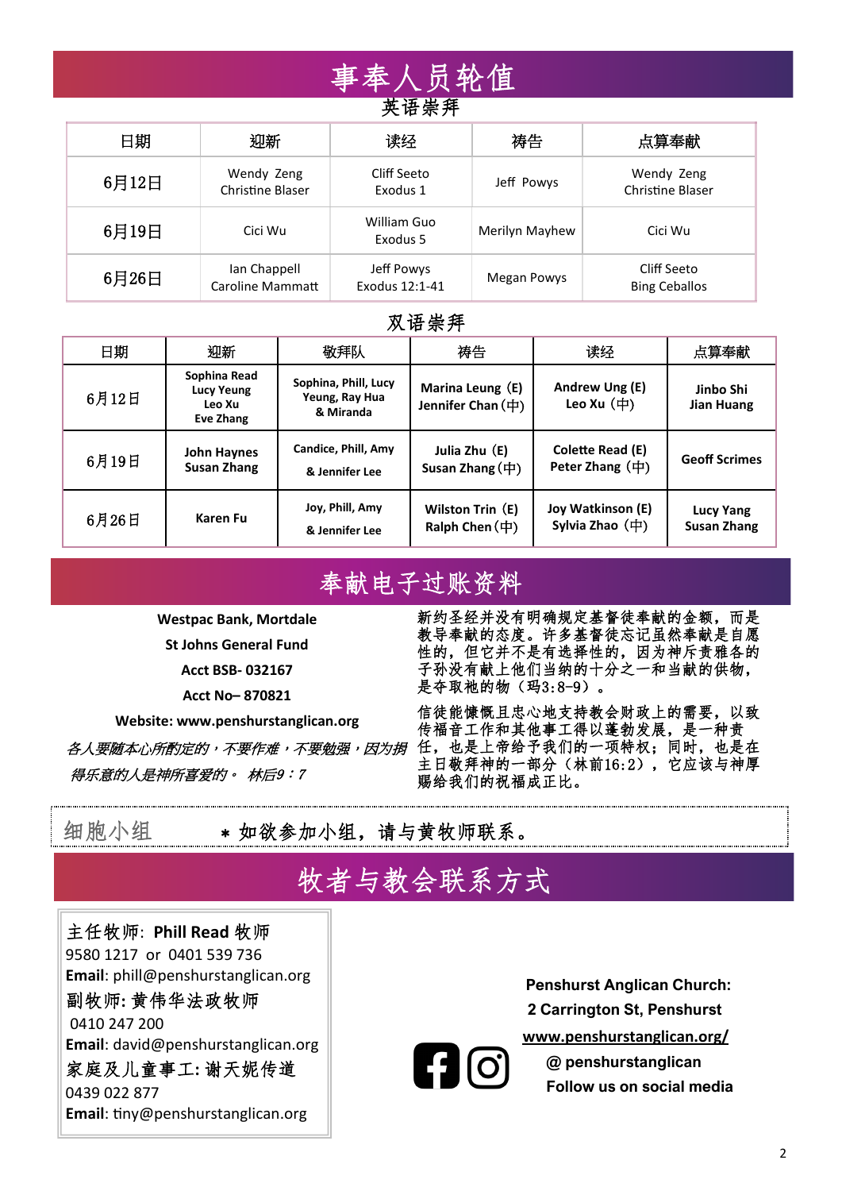# 事奉人员轮值

## 英语崇拜

| 日期 | 迎新 | 读经 | 祷告 | 点算奉献 |
|---|---|---|---|---|
| 6月12日 | Wendy Zeng<br>Christine Blaser | Cliff Seeto<br>Exodus 1 | Jeff Powys | Wendy Zeng<br>Christine Blaser |
| 6月19日 | Cici Wu | William Guo<br>Exodus 5 | Merilyn Mayhew | Cici Wu |
| 6月26日 | Ian Chappell<br>Caroline Mammatt | Jeff Powys<br>Exodus 12:1-41 | Megan Powys | Cliff Seeto<br>Bing Ceballos |

## 双语崇拜

| 日期 | 迎新 | 敬拜队 | 祷告 | 读经 | 点算奉献 |
|---|---|---|---|---|---|
| 6月12日 | **Sophina Read<br>Lucy Yeung<br>Leo Xu<br>Eve Zhang** | **Sophina, Phill, Lucy Yeung, Ray Hua & Miranda** | **Marina Leung (E)<br>Jennifer Chan (中)** | **Andrew Ung (E)<br>Leo Xu (中)** | **Jinbo Shi<br>Jian Huang** |
| 6月19日 | **John Haynes<br>Susan Zhang** | **Candice, Phill, Amy<br>& Jennifer Lee** | **Julia Zhu (E)<br>Susan Zhang (中)** | **Colette Read (E)<br>Peter Zhang (中)** | **Geoff Scrimes** |
| 6月26日 | **Karen Fu** | **Joy, Phill, Amy<br>& Jennifer Lee** | **Wilston Trin (E)<br>Ralph Chen (中)** | **Joy Watkinson (E)<br>Sylvia Zhao (中)** | **Lucy Yang<br>Susan Zhang** |

# 奉献电子过账资料

**Westpac Bank, Mortdale**

**St Johns General Fund**

**Acct BSB- 032167**

**Acct No– 870821**

**Website: www.penshurstanglican.org**

*各人要随本心所酌定的，不要作难，不要勉强，因为捐得乐意的人是神所喜爱的。 林后9：7*

新约圣经并没有明确规定基督徒奉献的金额，而是教导奉献的态度。许多基督徒忘记虽然奉献是自愿性的，但它并不是有选择性的，因为神斥责雅各的子孙没有献上他们当纳的十分之一和当献的供物，是夺取祂的物（玛3:8-9）。

信徒能慷慨且忠心地支持教会财政上的需要，以致传福音工作和其他事工得以蓬勃发展，是一种责任，也是上帝给予我们的一项特权；同时，也是在主日敬拜神的一部分（林前16:2），它应该与神厚赐给我们的祝福成正比。

细胞小组 ＊如欲参加小组，请与黄牧师联系。

# 牧者与教会联系方式

主任牧师: **Phill Read** 牧师
9580 1217 or 0401 539 736
**Email**: phill@penshurstanglican.org
副牧师: 黄伟华法政牧师
0410 247 200
**Email**: david@penshurstanglican.org
家庭及儿童事工: 谢天妮传道
0439 022 877
**Email**: tiny@penshurstanglican.org

**Penshurst Anglican Church:**
**2 Carrington St, Penshurst**
**www.penshurstanglican.org/**
**@ penshurstanglican**
**Follow us on social media**